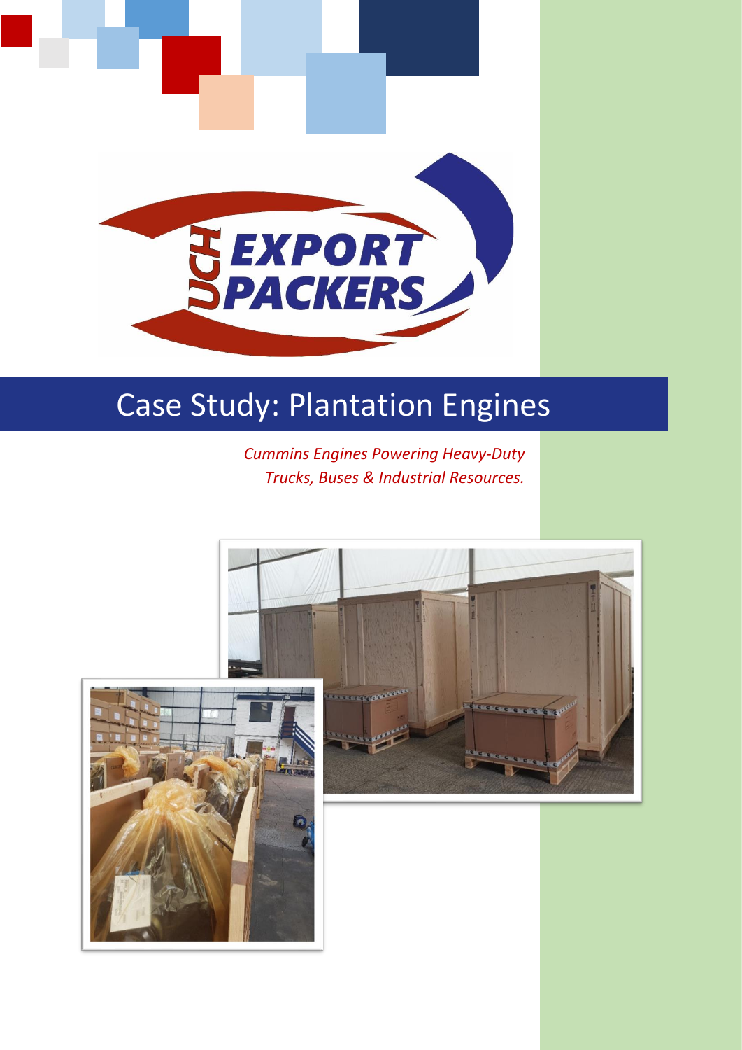# Case Study: Plantation Engines

*Cummins Engines Powering Heavy-Duty Trucks, Buses & Industrial Resources.*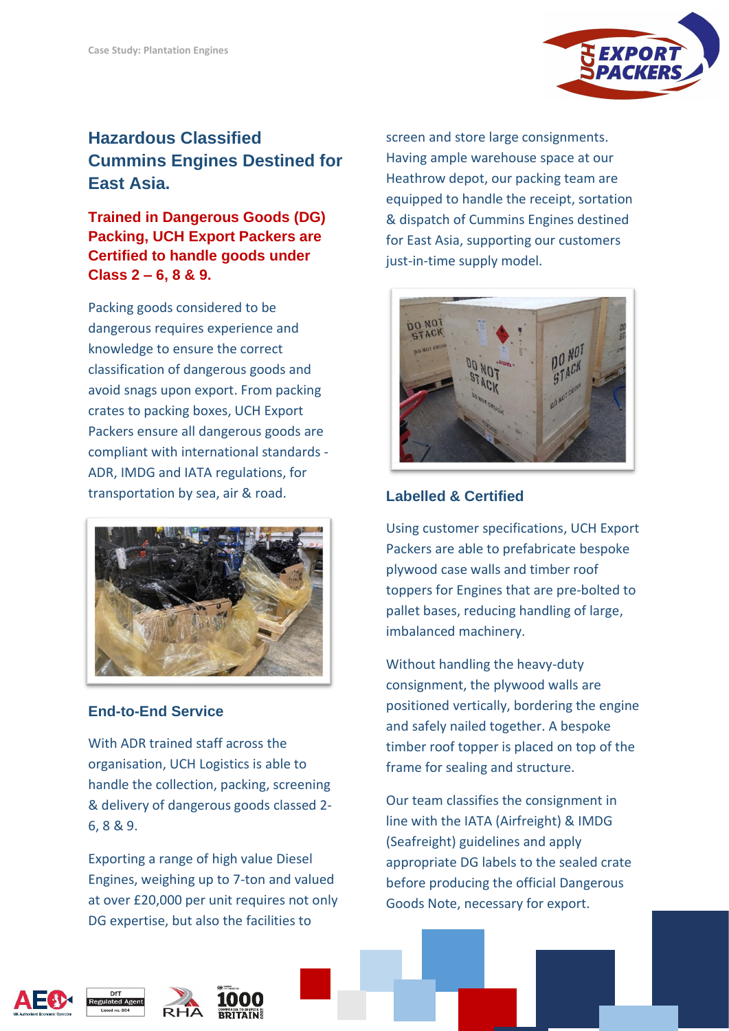## Hazardous Classified Cummins Engines Destined for East Asia.

**Trained in Dangerous Goods (DG) Packing, UCH Export Packers are Certified to handle goods under Class 2 – 6, 8 & 9.**

Packing goods considered to be dangerous requires experience and knowledge to ensure the correct classification of dangerous goods and avoid snags upon export. From packing crates to packing boxes, UCH Export Packers ensure all dangerous goods are compliant with international standards - ADR, IMDG and IATA regulations, for transportation by sea, air & road.

### End-to-End Service

With ADR trained staff across the organisation, UCH Logistics is able to handle the collection, packing, screening & delivery of dangerous goods classed 2-6, 8 & 9.

Exporting a range of high value Diesel Engines, weighing up to 7-ton and valued at over £20,000 per unit requires not only DG expertise, but also the facilities to screen and store large consignments. Having ample warehouse space at our Heathrow depot, our packing team are equipped to handle the receipt, sortation & dispatch of Cummins Engines destined for East Asia, supporting our customers just-in-time supply model.

### Labelled & Certified

Using customer specifications, UCH Export Packers are able to prefabricate bespoke plywood case walls and timber roof toppers for Engines that are pre-bolted to pallet bases, reducing handling of large, imbalanced machinery.

Without handling the heavy-duty consignment, the plywood walls are positioned vertically, bordering the engine and safely nailed together. A bespoke timber roof topper is placed on top of the frame for sealing and structure.

Our team classifies the consignment in line with the IATA (Airfreight) & IMDG (Seafreight) guidelines and apply appropriate DG labels to the sealed crate before producing the official Dangerous Goods Note, necessary for export.